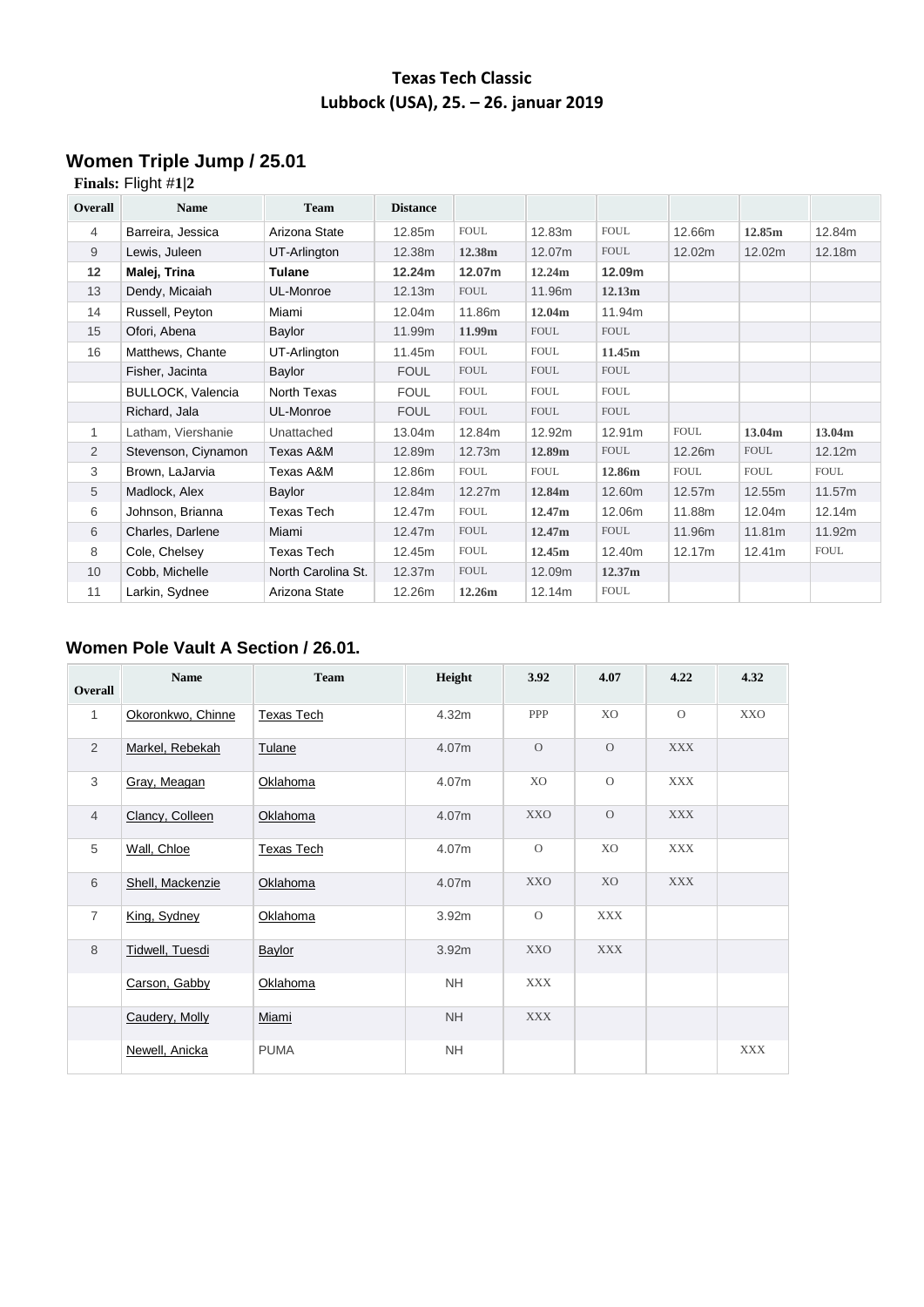**Texas Tech Classic**
**Lubbock (USA), 25. – 26. januar 2019**

## Women Triple Jump / 25.01

**Finals:** Flight #**1**|**2**

| Overall | Name | Team | Distance | | | | | | |
|---|---|---|---|---|---|---|---|---|---|
| 4 | Barreira, Jessica | Arizona State | 12.85m | FOUL | 12.83m | FOUL | 12.66m | **12.85m** | 12.84m |
| 9 | Lewis, Juleen | UT-Arlington | 12.38m | **12.38m** | 12.07m | FOUL | 12.02m | 12.02m | 12.18m |
| **12** | **Malej, Trina** | **Tulane** | **12.24m** | **12.07m** | **12.24m** | **12.09m** | | | |
| 13 | Dendy, Micaiah | UL-Monroe | 12.13m | FOUL | 11.96m | **12.13m** | | | |
| 14 | Russell, Peyton | Miami | 12.04m | 11.86m | **12.04m** | 11.94m | | | |
| 15 | Ofori, Abena | Baylor | 11.99m | **11.99m** | FOUL | FOUL | | | |
| 16 | Matthews, Chante | UT-Arlington | 11.45m | FOUL | FOUL | **11.45m** | | | |
| | Fisher, Jacinta | Baylor | FOUL | FOUL | FOUL | FOUL | | | |
| | BULLOCK, Valencia | North Texas | FOUL | FOUL | FOUL | FOUL | | | |
| | Richard, Jala | UL-Monroe | FOUL | FOUL | FOUL | FOUL | | | |
| 1 | Latham, Viershanie | Unattached | 13.04m | 12.84m | 12.92m | 12.91m | FOUL | **13.04m** | **13.04m** |
| 2 | Stevenson, Ciynamon | Texas A&M | 12.89m | 12.73m | **12.89m** | FOUL | 12.26m | FOUL | 12.12m |
| 3 | Brown, LaJarvia | Texas A&M | 12.86m | FOUL | FOUL | **12.86m** | FOUL | FOUL | FOUL |
| 5 | Madlock, Alex | Baylor | 12.84m | 12.27m | **12.84m** | 12.60m | 12.57m | 12.55m | 11.57m |
| 6 | Johnson, Brianna | Texas Tech | 12.47m | FOUL | **12.47m** | 12.06m | 11.88m | 12.04m | 12.14m |
| 6 | Charles, Darlene | Miami | 12.47m | FOUL | **12.47m** | FOUL | 11.96m | 11.81m | 11.92m |
| 8 | Cole, Chelsey | Texas Tech | 12.45m | FOUL | **12.45m** | 12.40m | 12.17m | 12.41m | FOUL |
| 10 | Cobb, Michelle | North Carolina St. | 12.37m | FOUL | 12.09m | **12.37m** | | | |
| 11 | Larkin, Sydnee | Arizona State | 12.26m | **12.26m** | 12.14m | FOUL | | | |

## Women Pole Vault A Section / 26.01.

| Overall | Name | Team | Height | 3.92 | 4.07 | 4.22 | 4.32 |
|---|---|---|---|---|---|---|---|
| 1 | Okoronkwo, Chinne | Texas Tech | 4.32m | PPP | XO | O | XXO |
| 2 | Markel, Rebekah | Tulane | 4.07m | O | O | XXX | |
| 3 | Gray, Meagan | Oklahoma | 4.07m | XO | O | XXX | |
| 4 | Clancy, Colleen | Oklahoma | 4.07m | XXO | O | XXX | |
| 5 | Wall, Chloe | Texas Tech | 4.07m | O | XO | XXX | |
| 6 | Shell, Mackenzie | Oklahoma | 4.07m | XXO | XO | XXX | |
| 7 | King, Sydney | Oklahoma | 3.92m | O | XXX | | |
| 8 | Tidwell, Tuesdi | Baylor | 3.92m | XXO | XXX | | |
| | Carson, Gabby | Oklahoma | NH | XXX | | | |
| | Caudery, Molly | Miami | NH | XXX | | | |
| | Newell, Anicka | PUMA | NH | | | | XXX |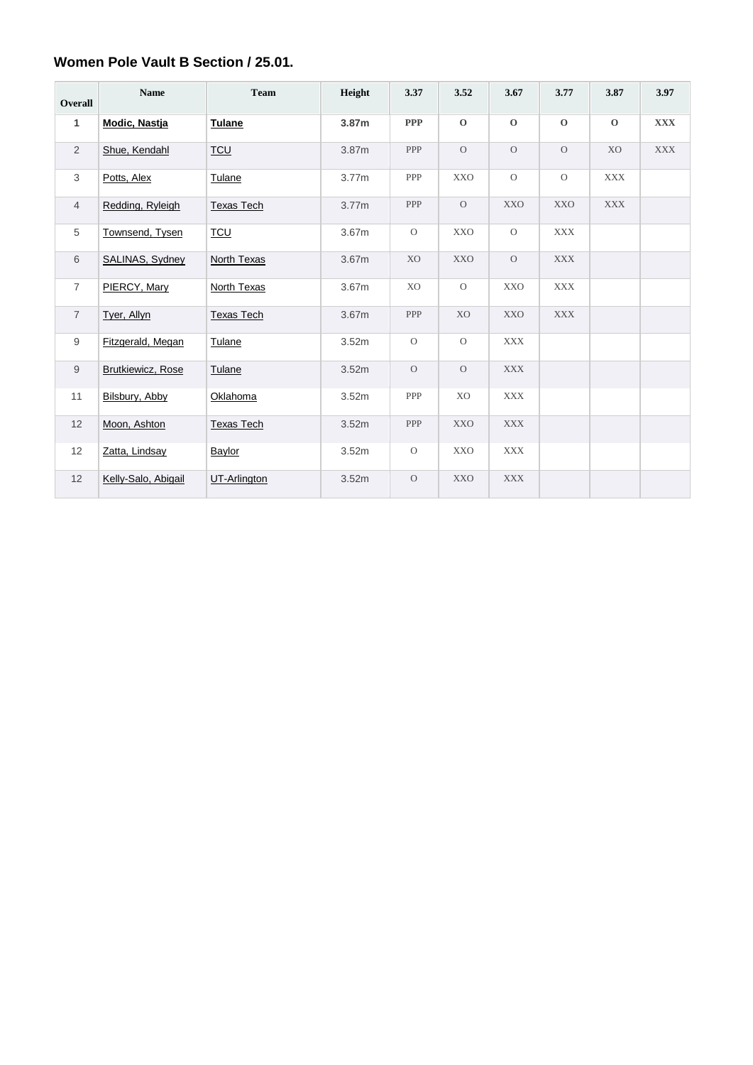## Women Pole Vault B Section / 25.01.

| Overall | Name | Team | Height | 3.37 | 3.52 | 3.67 | 3.77 | 3.87 | 3.97 |
|---|---|---|---|---|---|---|---|---|---|
| **1** | **Modic, Nastja** | **Tulane** | **3.87m** | **PPP** | **O** | **O** | **O** | **O** | **XXX** |
| 2 | Shue, Kendahl | TCU | 3.87m | PPP | O | O | O | XO | XXX |
| 3 | Potts, Alex | Tulane | 3.77m | PPP | XXO | O | O | XXX | |
| 4 | Redding, Ryleigh | Texas Tech | 3.77m | PPP | O | XXO | XXO | XXX | |
| 5 | Townsend, Tysen | TCU | 3.67m | O | XXO | O | XXX | | |
| 6 | SALINAS, Sydney | North Texas | 3.67m | XO | XXO | O | XXX | | |
| 7 | PIERCY, Mary | North Texas | 3.67m | XO | O | XXO | XXX | | |
| 7 | Tyer, Allyn | Texas Tech | 3.67m | PPP | XO | XXO | XXX | | |
| 9 | Fitzgerald, Megan | Tulane | 3.52m | O | O | XXX | | | |
| 9 | Brutkiewicz, Rose | Tulane | 3.52m | O | O | XXX | | | |
| 11 | Bilsbury, Abby | Oklahoma | 3.52m | PPP | XO | XXX | | | |
| 12 | Moon, Ashton | Texas Tech | 3.52m | PPP | XXO | XXX | | | |
| 12 | Zatta, Lindsay | Baylor | 3.52m | O | XXO | XXX | | | |
| 12 | Kelly-Salo, Abigail | UT-Arlington | 3.52m | O | XXO | XXX | | | |